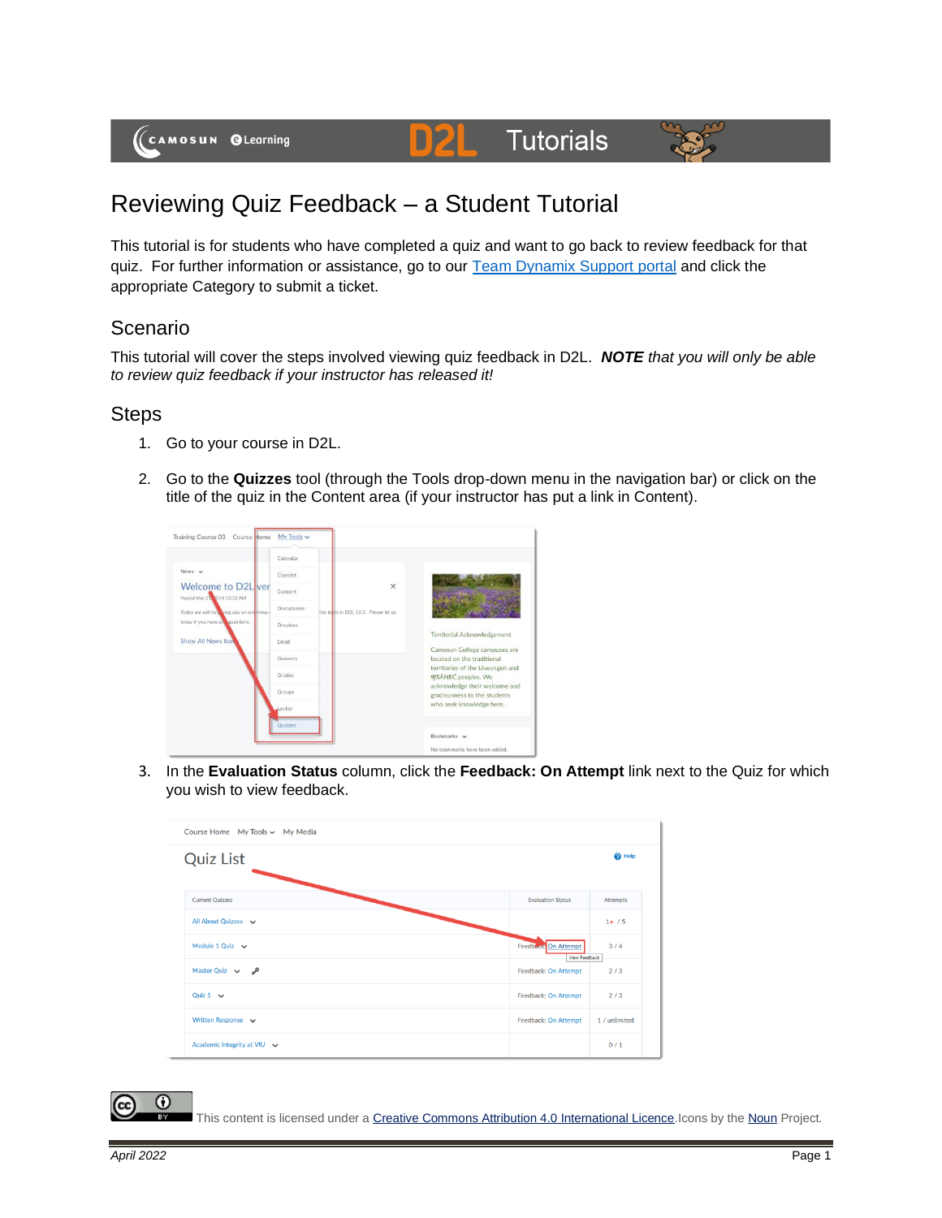# Reviewing Quiz Feedback – a Student Tutorial

This tutorial is for students who have completed a quiz and want to go back to review feedback for that quiz. For further information or assistance, go to our Team Dynamix Support portal and click the appropriate Category to submit a ticket.

## Scenario

This tutorial will cover the steps involved viewing quiz feedback in D2L. ***NOTE** that you will only be able to review quiz feedback if your instructor has released it!*

## Steps

1. Go to your course in D2L.
2. Go to the **Quizzes** tool (through the Tools drop-down menu in the navigation bar) or click on the title of the quiz in the Content area (if your instructor has put a link in Content).
3. In the **Evaluation Status** column, click the **Feedback: On Attempt** link next to the Quiz for which you wish to view feedback.

This content is licensed under a Creative Commons Attribution 4.0 International Licence. Icons by the Noun Project.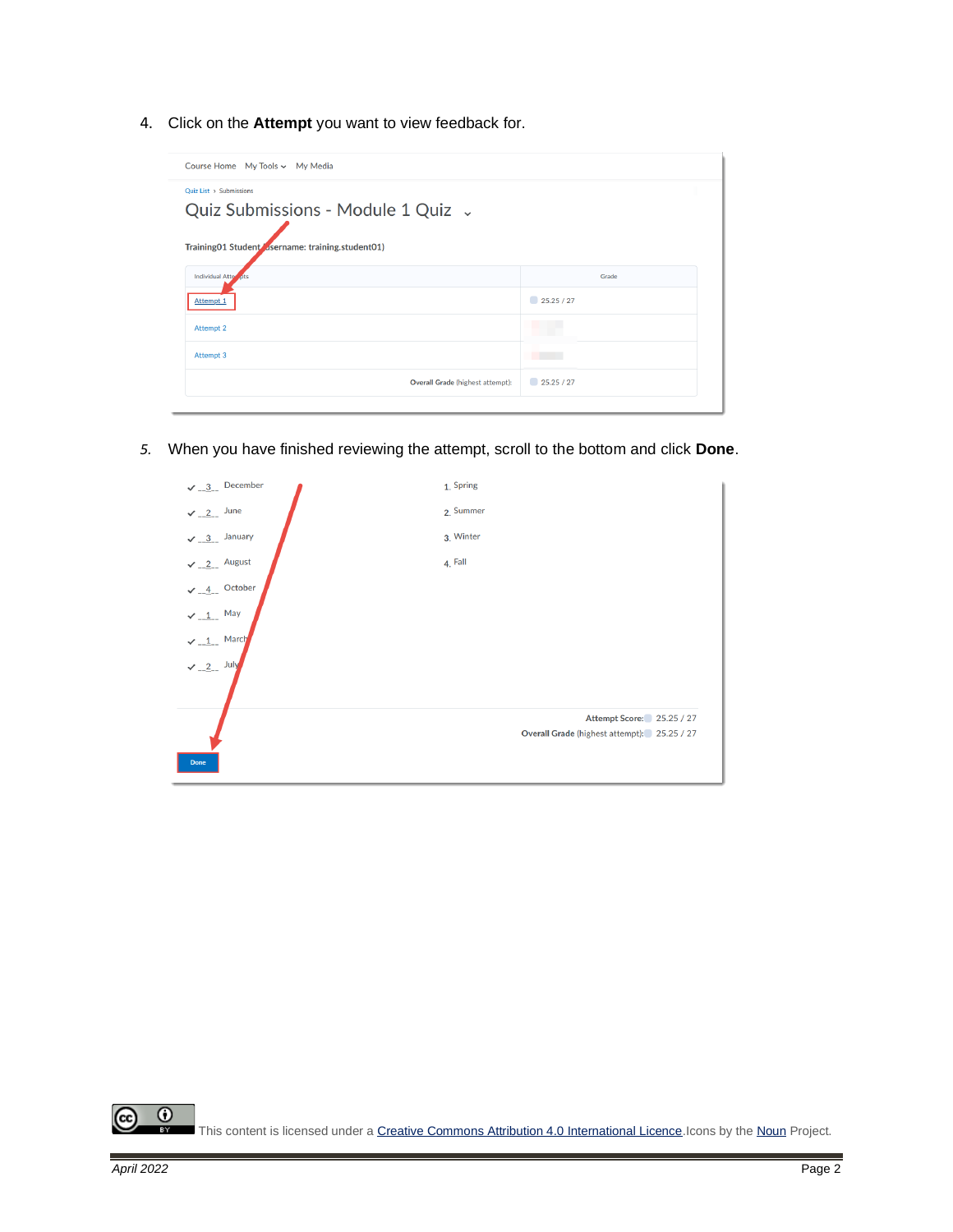4. Click on the **Attempt** you want to view feedback for.

5. When you have finished reviewing the attempt, scroll to the bottom and click **Done**.

This content is licensed under a Creative Commons Attribution 4.0 International Licence. Icons by the Noun Project.

*April 2022*